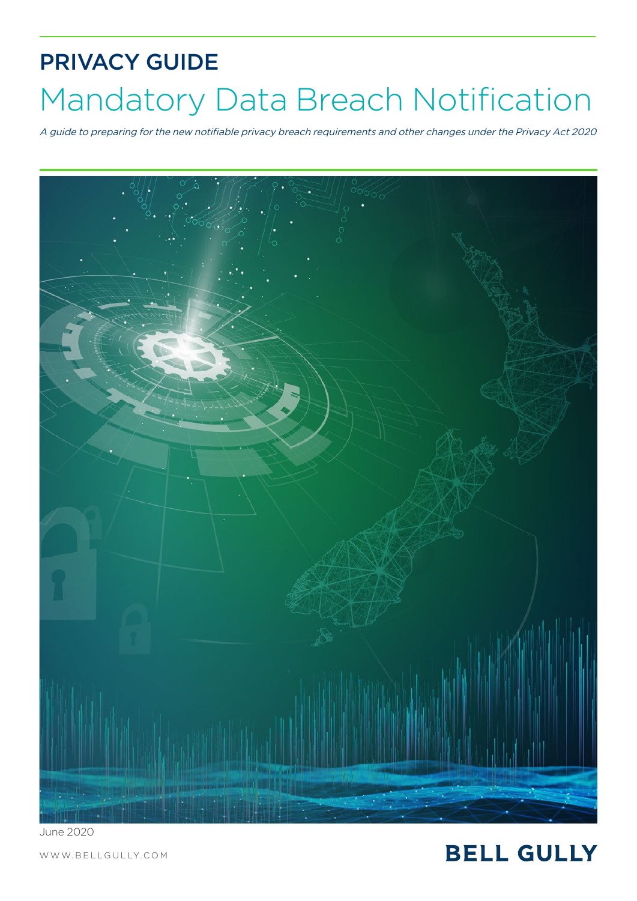# PRIVACY GUIDE

# Mandatory Data Breach Notification

*A guide to preparing for the new notifiable privacy breach requirements and other changes under the Privacy Act 2020*

June 2020

WWW.BELLGULLY.COM

BELL GULLY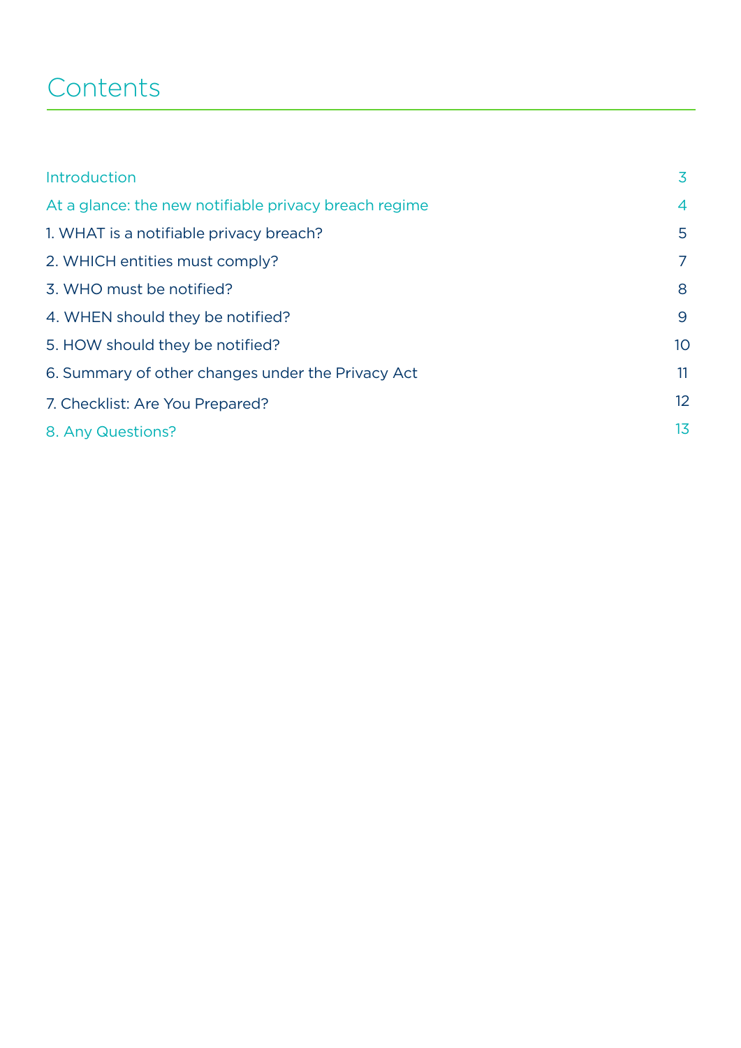# Contents

| | |
|---|---|
| Introduction | 3 |
| At a glance: the new notifiable privacy breach regime | 4 |
| 1. WHAT is a notifiable privacy breach? | 5 |
| 2. WHICH entities must comply? | 7 |
| 3. WHO must be notified? | 8 |
| 4. WHEN should they be notified? | 9 |
| 5. HOW should they be notified? | 10 |
| 6. Summary of other changes under the Privacy Act | 11 |
| 7. Checklist: Are You Prepared? | 12 |
| 8. Any Questions? | 13 |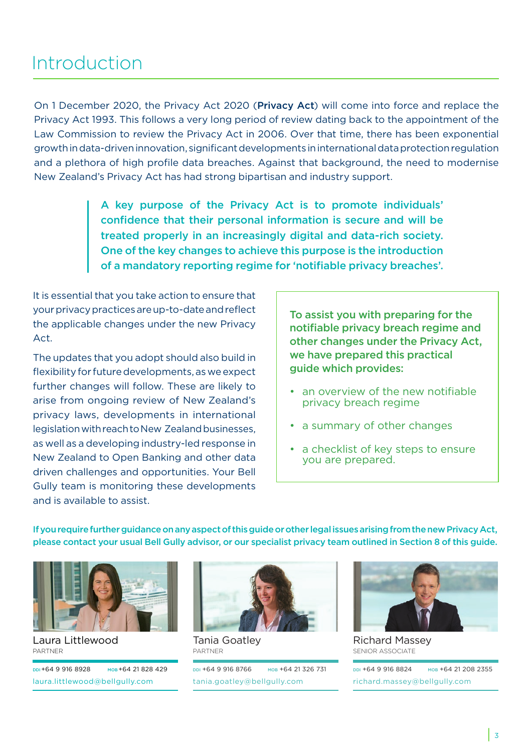# Introduction

On 1 December 2020, the Privacy Act 2020 (**Privacy Act**) will come into force and replace the Privacy Act 1993. This follows a very long period of review dating back to the appointment of the Law Commission to review the Privacy Act in 2006. Over that time, there has been exponential growth in data-driven innovation, significant developments in international data protection regulation and a plethora of high profile data breaches. Against that background, the need to modernise New Zealand's Privacy Act has had strong bipartisan and industry support.

> **A key purpose of the Privacy Act is to promote individuals' confidence that their personal information is secure and will be treated properly in an increasingly digital and data-rich society. One of the key changes to achieve this purpose is the introduction of a mandatory reporting regime for 'notifiable privacy breaches'.**

It is essential that you take action to ensure that your privacy practices are up-to-date and reflect the applicable changes under the new Privacy Act.

The updates that you adopt should also build in flexibility for future developments, as we expect further changes will follow. These are likely to arise from ongoing review of New Zealand's privacy laws, developments in international legislation with reach to New Zealand businesses, as well as a developing industry-led response in New Zealand to Open Banking and other data driven challenges and opportunities. Your Bell Gully team is monitoring these developments and is available to assist.

**To assist you with preparing for the notifiable privacy breach regime and other changes under the Privacy Act, we have prepared this practical guide which provides:**

- an overview of the new notifiable privacy breach regime
- a summary of other changes
- a checklist of key steps to ensure you are prepared.

**If you require further guidance on any aspect of this guide or other legal issues arising from the new Privacy Act, please contact your usual Bell Gully advisor, or our specialist privacy team outlined in Section 8 of this guide.**

Laura Littlewood
PARTNER
DDI +64 9 916 8928 MOB +64 21 828 429
laura.littlewood@bellgully.com

Tania Goatley
PARTNER
DDI +64 9 916 8766 MOB +64 21 326 731
tania.goatley@bellgully.com

Richard Massey
SENIOR ASSOCIATE
DDI +64 9 916 8824 MOB +64 21 208 2355
richard.massey@bellgully.com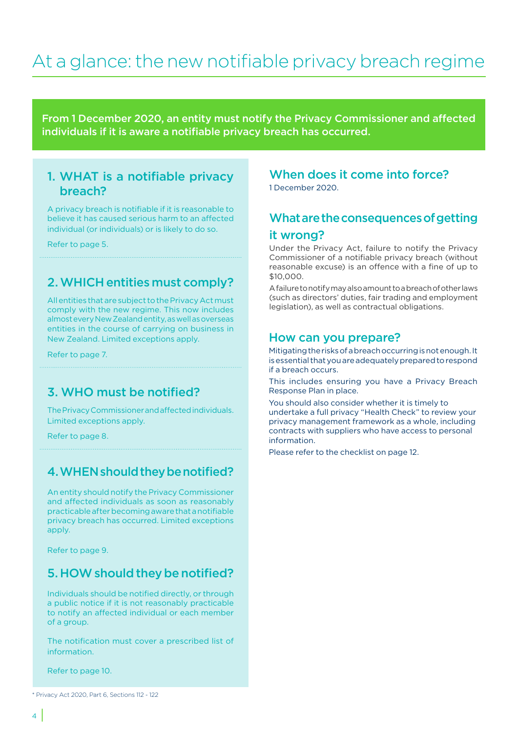# At a glance: the new notifiable privacy breach regime

**From 1 December 2020, an entity must notify the Privacy Commissioner and affected individuals if it is aware a notifiable privacy breach has occurred.**

## 1. WHAT is a notifiable privacy breach?

A privacy breach is notifiable if it is reasonable to believe it has caused serious harm to an affected individual (or individuals) or is likely to do so.

Refer to page 5.

## 2. WHICH entities must comply?

All entities that are subject to the Privacy Act must comply with the new regime. This now includes almost every New Zealand entity, as well as overseas entities in the course of carrying on business in New Zealand. Limited exceptions apply.

Refer to page 7.

## 3. WHO must be notified?

The Privacy Commissioner and affected individuals. Limited exceptions apply.

Refer to page 8.

## 4. WHEN should they be notified?

An entity should notify the Privacy Commissioner and affected individuals as soon as reasonably practicable after becoming aware that a notifiable privacy breach has occurred. Limited exceptions apply.

Refer to page 9.

## 5. HOW should they be notified?

Individuals should be notified directly, or through a public notice if it is not reasonably practicable to notify an affected individual or each member of a group.

The notification must cover a prescribed list of information.

Refer to page 10.

\* Privacy Act 2020, Part 6, Sections 112 - 122

## When does it come into force?

1 December 2020.

## What are the consequences of getting it wrong?

Under the Privacy Act, failure to notify the Privacy Commissioner of a notifiable privacy breach (without reasonable excuse) is an offence with a fine of up to $10,000.

A failure to notify may also amount to a breach of other laws (such as directors' duties, fair trading and employment legislation), as well as contractual obligations.

## How can you prepare?

Mitigating the risks of a breach occurring is not enough. It is essential that you are adequately prepared to respond if a breach occurs.

This includes ensuring you have a Privacy Breach Response Plan in place.

You should also consider whether it is timely to undertake a full privacy "Health Check" to review your privacy management framework as a whole, including contracts with suppliers who have access to personal information.

Please refer to the checklist on page 12.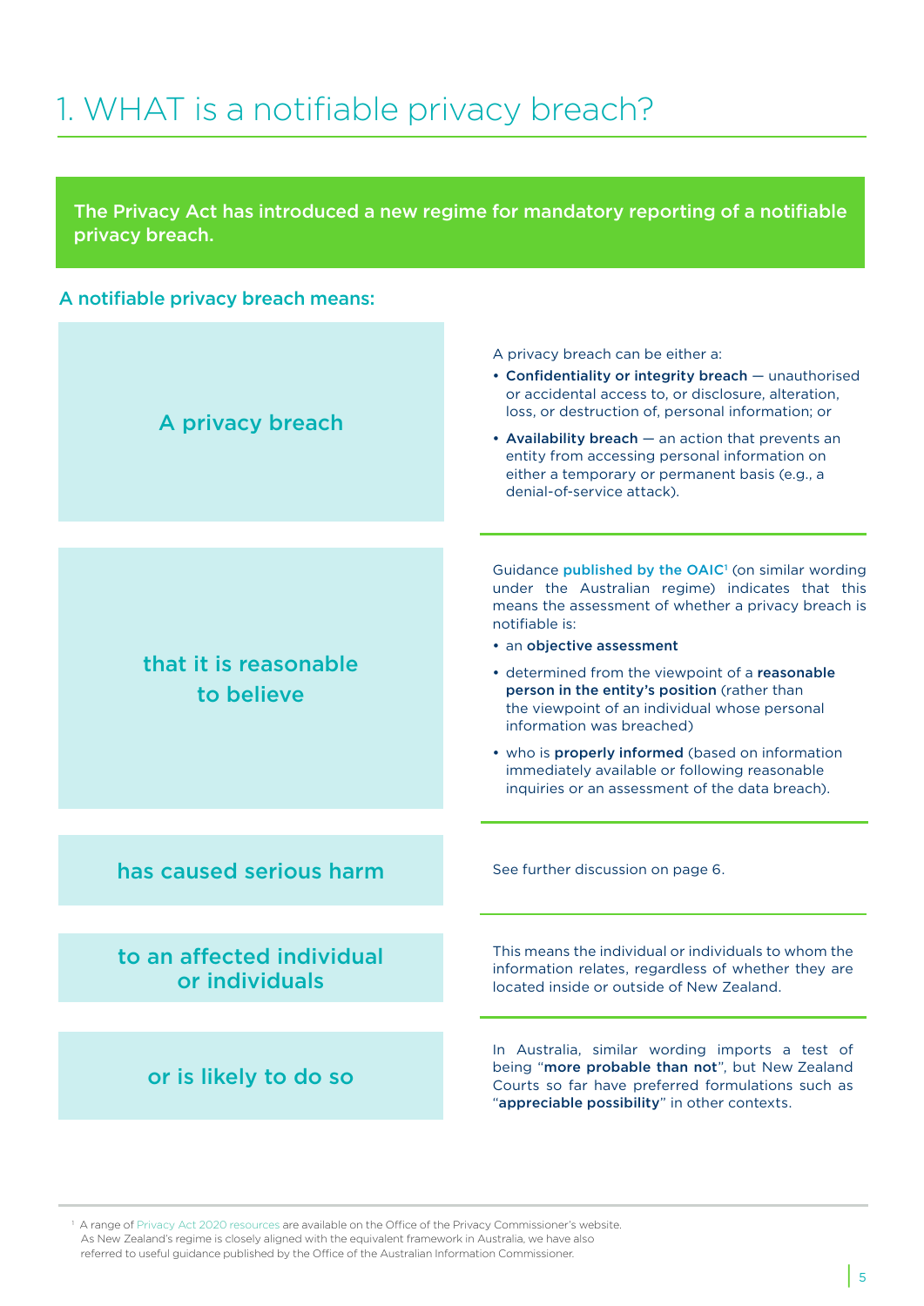# 1. WHAT is a notifiable privacy breach?

**The Privacy Act has introduced a new regime for mandatory reporting of a notifiable privacy breach.**

## A notifiable privacy breach means:

### A privacy breach

A privacy breach can be either a:

- **Confidentiality or integrity breach** — unauthorised or accidental access to, or disclosure, alteration, loss, or destruction of, personal information; or
- **Availability breach** — an action that prevents an entity from accessing personal information on either a temporary or permanent basis (e.g., a denial-of-service attack).

### that it is reasonable to believe

Guidance published by the OAIC[1] (on similar wording under the Australian regime) indicates that this means the assessment of whether a privacy breach is notifiable is:

- an **objective assessment**
- determined from the viewpoint of a **reasonable person in the entity's position** (rather than the viewpoint of an individual whose personal information was breached)
- who is **properly informed** (based on information immediately available or following reasonable inquiries or an assessment of the data breach).

### has caused serious harm

See further discussion on page 6.

### to an affected individual or individuals

This means the individual or individuals to whom the information relates, regardless of whether they are located inside or outside of New Zealand.

### or is likely to do so

In Australia, similar wording imports a test of being "**more probable than not**", but New Zealand Courts so far have preferred formulations such as "**appreciable possibility**" in other contexts.

---

[1] A range of Privacy Act 2020 resources are available on the Office of the Privacy Commissioner's website. As New Zealand's regime is closely aligned with the equivalent framework in Australia, we have also referred to useful guidance published by the Office of the Australian Information Commissioner.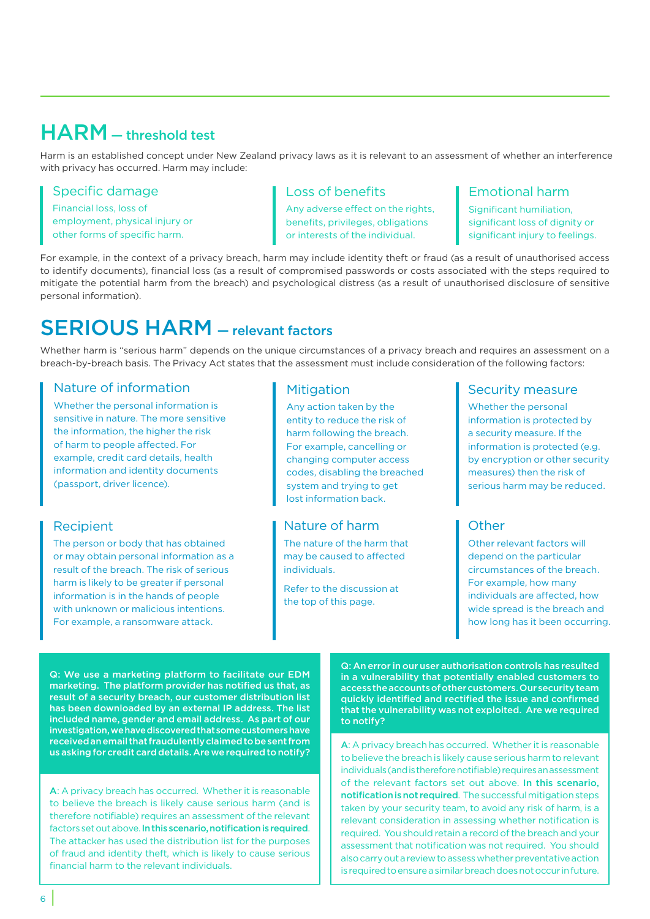## HARM — threshold test

Harm is an established concept under New Zealand privacy laws as it is relevant to an assessment of whether an interference with privacy has occurred. Harm may include:

### Specific damage

Financial loss, loss of employment, physical injury or other forms of specific harm.

### Loss of benefits

Any adverse effect on the rights, benefits, privileges, obligations or interests of the individual.

### Emotional harm

Significant humiliation, significant loss of dignity or significant injury to feelings.

For example, in the context of a privacy breach, harm may include identity theft or fraud (as a result of unauthorised access to identify documents), financial loss (as a result of compromised passwords or costs associated with the steps required to mitigate the potential harm from the breach) and psychological distress (as a result of unauthorised disclosure of sensitive personal information).

## SERIOUS HARM — relevant factors

Whether harm is "serious harm" depends on the unique circumstances of a privacy breach and requires an assessment on a breach-by-breach basis. The Privacy Act states that the assessment must include consideration of the following factors:

### Nature of information

Whether the personal information is sensitive in nature. The more sensitive the information, the higher the risk of harm to people affected. For example, credit card details, health information and identity documents (passport, driver licence).

### Mitigation

Any action taken by the entity to reduce the risk of harm following the breach. For example, cancelling or changing computer access codes, disabling the breached system and trying to get lost information back.

### Security measure

Whether the personal information is protected by a security measure. If the information is protected (e.g. by encryption or other security measures) then the risk of serious harm may be reduced.

### Recipient

The person or body that has obtained or may obtain personal information as a result of the breach. The risk of serious harm is likely to be greater if personal information is in the hands of people with unknown or malicious intentions. For example, a ransomware attack.

### Nature of harm

The nature of the harm that may be caused to affected individuals.

Refer to the discussion at the top of this page.

### Other

Other relevant factors will depend on the particular circumstances of the breach. For example, how many individuals are affected, how wide spread is the breach and how long has it been occurring.

**Q: We use a marketing platform to facilitate our EDM marketing. The platform provider has notified us that, as result of a security breach, our customer distribution list has been downloaded by an external IP address. The list included name, gender and email address. As part of our investigation, we have discovered that some customers have received an email that fraudulently claimed to be sent from us asking for credit card details. Are we required to notify?**

A: A privacy breach has occurred. Whether it is reasonable to believe the breach is likely cause serious harm (and is therefore notifiable) requires an assessment of the relevant factors set out above. **In this scenario, notification is required**. The attacker has used the distribution list for the purposes of fraud and identity theft, which is likely to cause serious financial harm to the relevant individuals.

**Q: An error in our user authorisation controls has resulted in a vulnerability that potentially enabled customers to access the accounts of other customers. Our security team quickly identified and rectified the issue and confirmed that the vulnerability was not exploited. Are we required to notify?**

A: A privacy breach has occurred. Whether it is reasonable to believe the breach is likely cause serious harm to relevant individuals (and is therefore notifiable) requires an assessment of the relevant factors set out above. **In this scenario, notification is not required**. The successful mitigation steps taken by your security team, to avoid any risk of harm, is a relevant consideration in assessing whether notification is required. You should retain a record of the breach and your assessment that notification was not required. You should also carry out a review to assess whether preventative action is required to ensure a similar breach does not occur in future.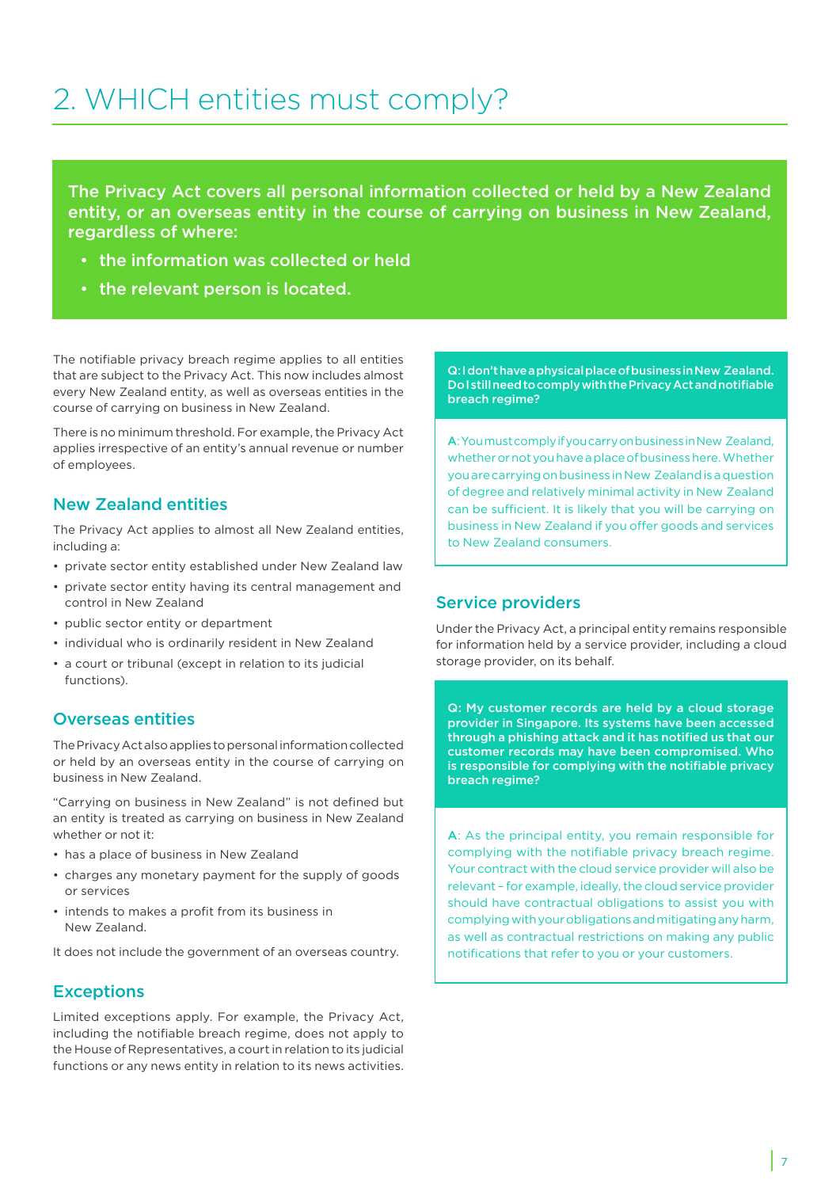# 2. WHICH entities must comply?

**The Privacy Act covers all personal information collected or held by a New Zealand entity, or an overseas entity in the course of carrying on business in New Zealand, regardless of where:**

- **the information was collected or held**
- **the relevant person is located.**

The notifiable privacy breach regime applies to all entities that are subject to the Privacy Act. This now includes almost every New Zealand entity, as well as overseas entities in the course of carrying on business in New Zealand.

There is no minimum threshold. For example, the Privacy Act applies irrespective of an entity's annual revenue or number of employees.

## New Zealand entities

The Privacy Act applies to almost all New Zealand entities, including a:

- private sector entity established under New Zealand law
- private sector entity having its central management and control in New Zealand
- public sector entity or department
- individual who is ordinarily resident in New Zealand
- a court or tribunal (except in relation to its judicial functions).

## Overseas entities

The Privacy Act also applies to personal information collected or held by an overseas entity in the course of carrying on business in New Zealand.

"Carrying on business in New Zealand" is not defined but an entity is treated as carrying on business in New Zealand whether or not it:

- has a place of business in New Zealand
- charges any monetary payment for the supply of goods or services
- intends to makes a profit from its business in New Zealand.

It does not include the government of an overseas country.

## Exceptions

Limited exceptions apply. For example, the Privacy Act, including the notifiable breach regime, does not apply to the House of Representatives, a court in relation to its judicial functions or any news entity in relation to its news activities.

**Q: I don't have a physical place of business in New Zealand. Do I still need to comply with the Privacy Act and notifiable breach regime?**

A: You must comply if you carry on business in New Zealand, whether or not you have a place of business here. Whether you are carrying on business in New Zealand is a question of degree and relatively minimal activity in New Zealand can be sufficient. It is likely that you will be carrying on business in New Zealand if you offer goods and services to New Zealand consumers.

## Service providers

Under the Privacy Act, a principal entity remains responsible for information held by a service provider, including a cloud storage provider, on its behalf.

**Q: My customer records are held by a cloud storage provider in Singapore. Its systems have been accessed through a phishing attack and it has notified us that our customer records may have been compromised. Who is responsible for complying with the notifiable privacy breach regime?**

A: As the principal entity, you remain responsible for complying with the notifiable privacy breach regime. Your contract with the cloud service provider will also be relevant – for example, ideally, the cloud service provider should have contractual obligations to assist you with complying with your obligations and mitigating any harm, as well as contractual restrictions on making any public notifications that refer to you or your customers.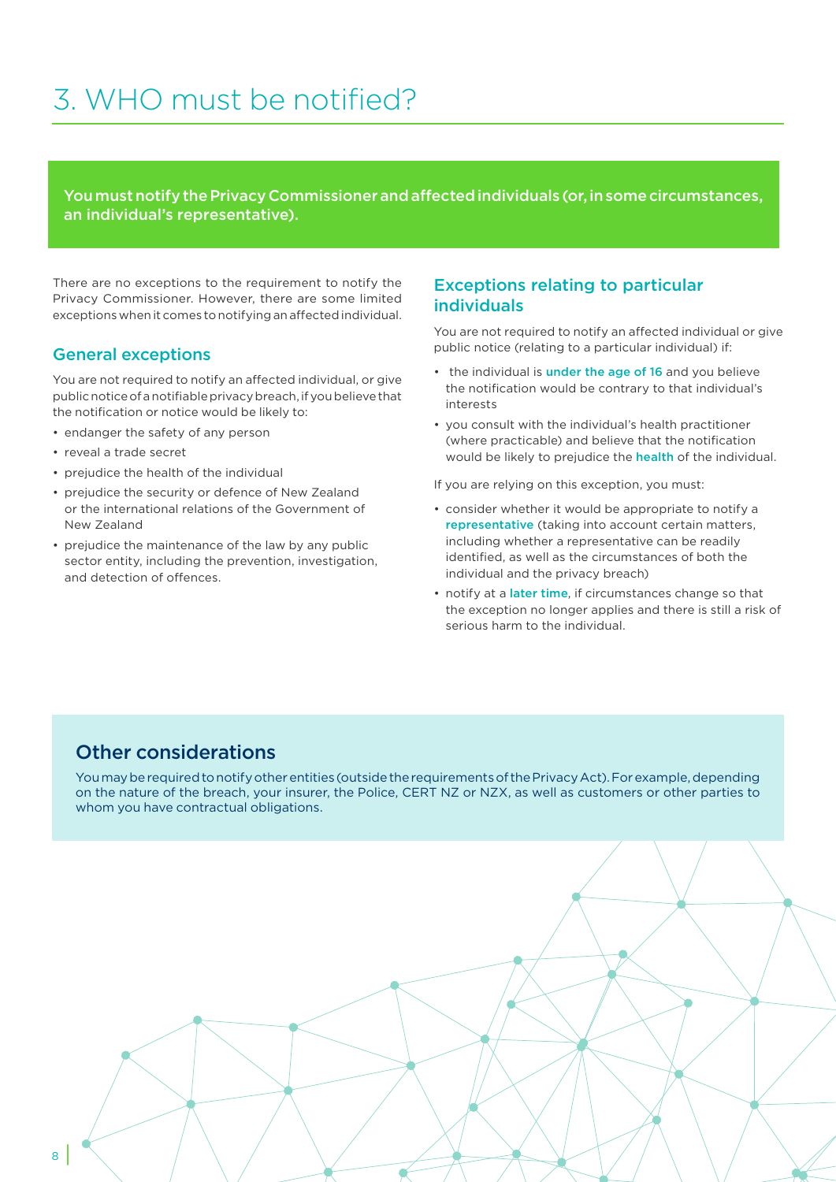# 3. WHO must be notified?

**You must notify the Privacy Commissioner and affected individuals (or, in some circumstances, an individual's representative).**

There are no exceptions to the requirement to notify the Privacy Commissioner. However, there are some limited exceptions when it comes to notifying an affected individual.

## General exceptions

You are not required to notify an affected individual, or give public notice of a notifiable privacy breach, if you believe that the notification or notice would be likely to:

- endanger the safety of any person
- reveal a trade secret
- prejudice the health of the individual
- prejudice the security or defence of New Zealand or the international relations of the Government of New Zealand
- prejudice the maintenance of the law by any public sector entity, including the prevention, investigation, and detection of offences.

## Exceptions relating to particular individuals

You are not required to notify an affected individual or give public notice (relating to a particular individual) if:

- the individual is **under the age of 16** and you believe the notification would be contrary to that individual's interests
- you consult with the individual's health practitioner (where practicable) and believe that the notification would be likely to prejudice the **health** of the individual.

If you are relying on this exception, you must:

- consider whether it would be appropriate to notify a **representative** (taking into account certain matters, including whether a representative can be readily identified, as well as the circumstances of both the individual and the privacy breach)
- notify at a **later time**, if circumstances change so that the exception no longer applies and there is still a risk of serious harm to the individual.

## Other considerations

You may be required to notify other entities (outside the requirements of the Privacy Act). For example, depending on the nature of the breach, your insurer, the Police, CERT NZ or NZX, as well as customers or other parties to whom you have contractual obligations.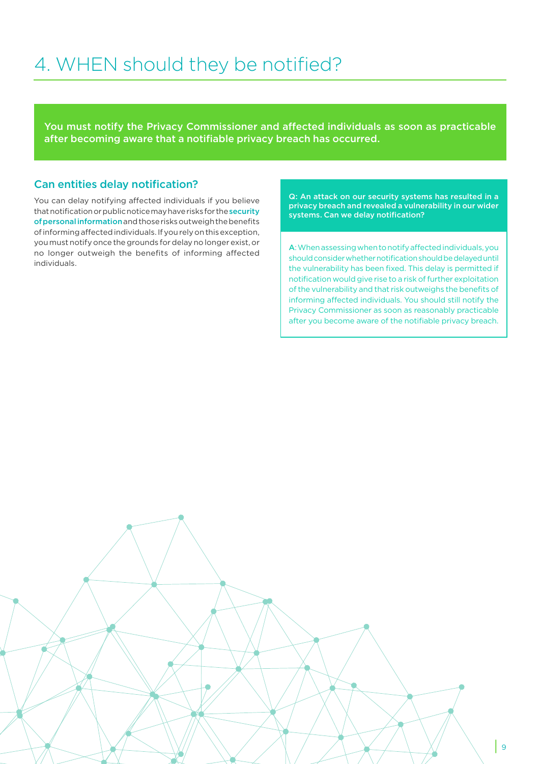# 4. WHEN should they be notified?

**You must notify the Privacy Commissioner and affected individuals as soon as practicable after becoming aware that a notifiable privacy breach has occurred.**

## Can entities delay notification?

You can delay notifying affected individuals if you believe that notification or public notice may have risks for the **security of personal information** and those risks outweigh the benefits of informing affected individuals. If you rely on this exception, you must notify once the grounds for delay no longer exist, or no longer outweigh the benefits of informing affected individuals.

**Q: An attack on our security systems has resulted in a privacy breach and revealed a vulnerability in our wider systems. Can we delay notification?**

A: When assessing when to notify affected individuals, you should consider whether notification should be delayed until the vulnerability has been fixed. This delay is permitted if notification would give rise to a risk of further exploitation of the vulnerability and that risk outweighs the benefits of informing affected individuals. You should still notify the Privacy Commissioner as soon as reasonably practicable after you become aware of the notifiable privacy breach.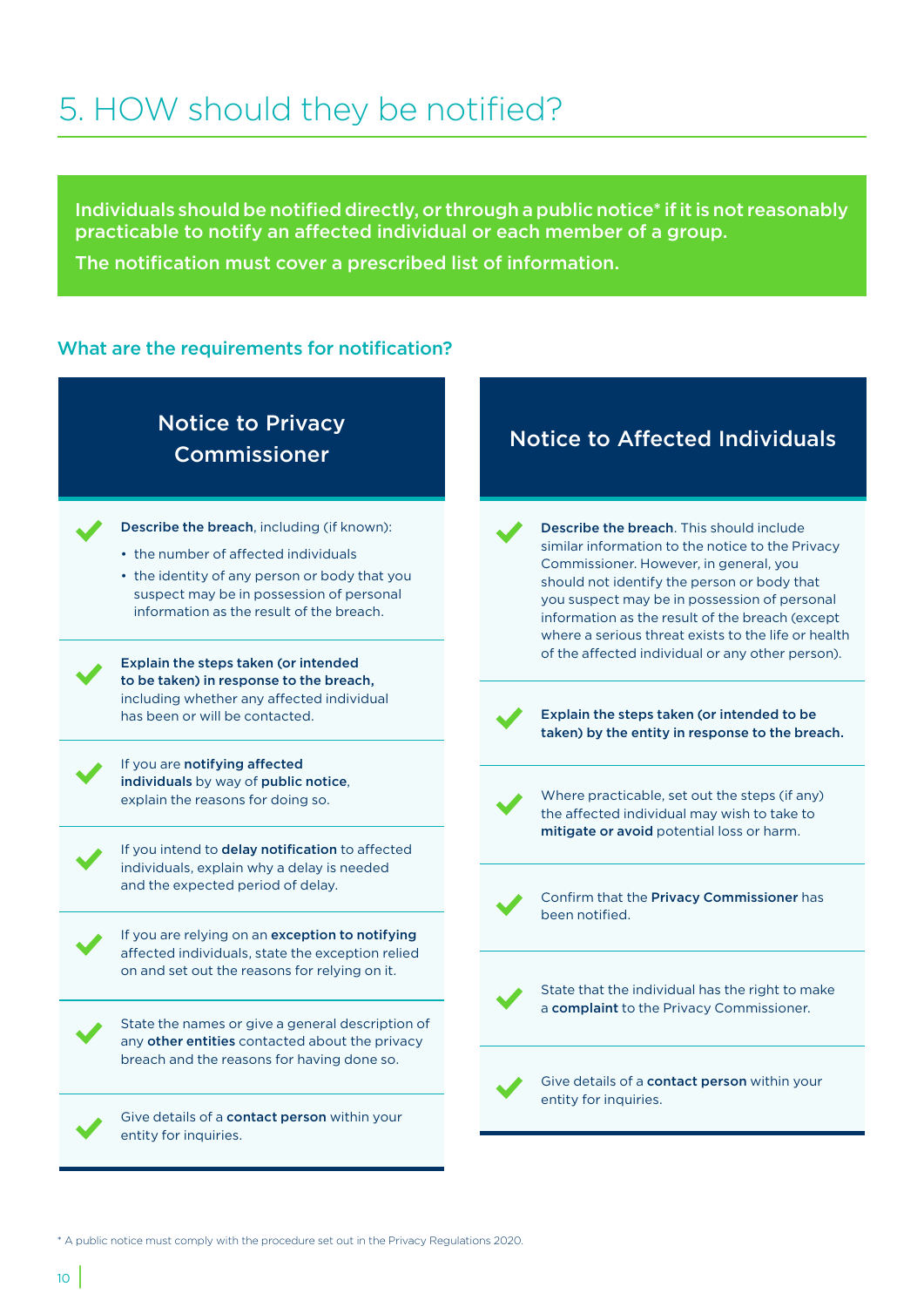# 5. HOW should they be notified?

**Individuals should be notified directly, or through a public notice* if it is not reasonably practicable to notify an affected individual or each member of a group.**

**The notification must cover a prescribed list of information.**

## What are the requirements for notification?

### Notice to Privacy Commissioner

- **Describe the breach**, including (if known):
  - the number of affected individuals
  - the identity of any person or body that you suspect may be in possession of personal information as the result of the breach.
- **Explain the steps taken (or intended to be taken) in response to the breach,** including whether any affected individual has been or will be contacted.
- If you are **notifying affected individuals** by way of **public notice**, explain the reasons for doing so.
- If you intend to **delay notification** to affected individuals, explain why a delay is needed and the expected period of delay.
- If you are relying on an **exception to notifying** affected individuals, state the exception relied on and set out the reasons for relying on it.
- State the names or give a general description of any **other entities** contacted about the privacy breach and the reasons for having done so.
- Give details of a **contact person** within your entity for inquiries.

### Notice to Affected Individuals

- **Describe the breach**. This should include similar information to the notice to the Privacy Commissioner. However, in general, you should not identify the person or body that you suspect may be in possession of personal information as the result of the breach (except where a serious threat exists to the life or health of the affected individual or any other person).
- **Explain the steps taken (or intended to be taken) by the entity in response to the breach.**
- Where practicable, set out the steps (if any) the affected individual may wish to take to **mitigate or avoid** potential loss or harm.
- Confirm that the **Privacy Commissioner** has been notified.
- State that the individual has the right to make a **complaint** to the Privacy Commissioner.
- Give details of a **contact person** within your entity for inquiries.

* A public notice must comply with the procedure set out in the Privacy Regulations 2020.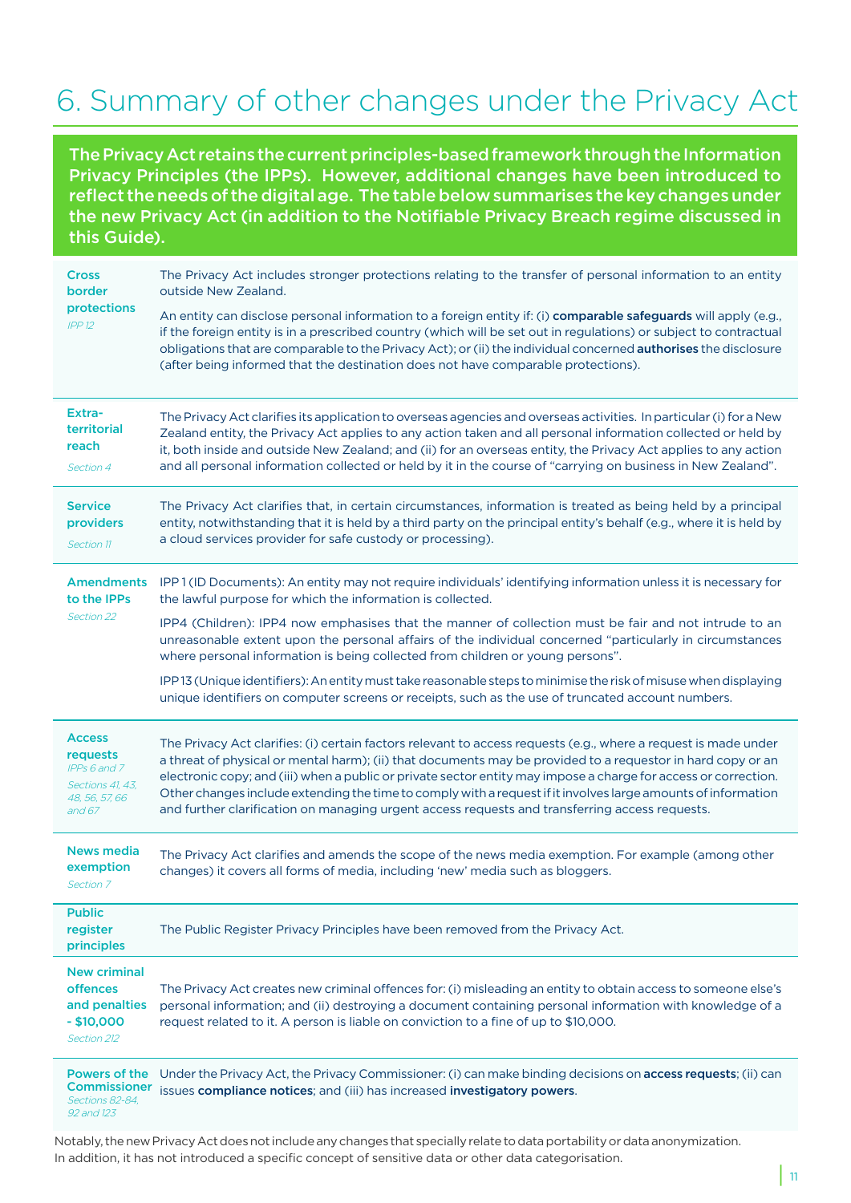# 6. Summary of other changes under the Privacy Act

**The Privacy Act retains the current principles-based framework through the Information Privacy Principles (the IPPs). However, additional changes have been introduced to reflect the needs of the digital age. The table below summarises the key changes under the new Privacy Act (in addition to the Notifiable Privacy Breach regime discussed in this Guide).**

| | |
|---|---|
| **Cross border protections** *IPP 12* | The Privacy Act includes stronger protections relating to the transfer of personal information to an entity outside New Zealand.<br><br>An entity can disclose personal information to a foreign entity if: (i) **comparable safeguards** will apply (e.g., if the foreign entity is in a prescribed country (which will be set out in regulations) or subject to contractual obligations that are comparable to the Privacy Act); or (ii) the individual concerned **authorises** the disclosure (after being informed that the destination does not have comparable protections). |
| **Extra-territorial reach** *Section 4* | The Privacy Act clarifies its application to overseas agencies and overseas activities. In particular (i) for a New Zealand entity, the Privacy Act applies to any action taken and all personal information collected or held by it, both inside and outside New Zealand; and (ii) for an overseas entity, the Privacy Act applies to any action and all personal information collected or held by it in the course of "carrying on business in New Zealand". |
| **Service providers** *Section 11* | The Privacy Act clarifies that, in certain circumstances, information is treated as being held by a principal entity, notwithstanding that it is held by a third party on the principal entity's behalf (e.g., where it is held by a cloud services provider for safe custody or processing). |
| **Amendments to the IPPs** *Section 22* | IPP 1 (ID Documents): An entity may not require individuals' identifying information unless it is necessary for the lawful purpose for which the information is collected.<br><br>IPP4 (Children): IPP4 now emphasises that the manner of collection must be fair and not intrude to an unreasonable extent upon the personal affairs of the individual concerned "particularly in circumstances where personal information is being collected from children or young persons".<br><br>IPP 13 (Unique identifiers): An entity must take reasonable steps to minimise the risk of misuse when displaying unique identifiers on computer screens or receipts, such as the use of truncated account numbers. |
| **Access requests** *IPPs 6 and 7* *Sections 41, 43, 48, 56, 57, 66 and 67* | The Privacy Act clarifies: (i) certain factors relevant to access requests (e.g., where a request is made under a threat of physical or mental harm); (ii) that documents may be provided to a requestor in hard copy or an electronic copy; and (iii) when a public or private sector entity may impose a charge for access or correction. Other changes include extending the time to comply with a request if it involves large amounts of information and further clarification on managing urgent access requests and transferring access requests. |
| **News media exemption** *Section 7* | The Privacy Act clarifies and amends the scope of the news media exemption. For example (among other changes) it covers all forms of media, including 'new' media such as bloggers. |
| **Public register principles** | The Public Register Privacy Principles have been removed from the Privacy Act. |
| **New criminal offences and penalties - $10,000** *Section 212* | The Privacy Act creates new criminal offences for: (i) misleading an entity to obtain access to someone else's personal information; and (ii) destroying a document containing personal information with knowledge of a request related to it. A person is liable on conviction to a fine of up to $10,000. |
| **Powers of the Commissioner** *Sections 82-84, 92 and 123* | Under the Privacy Act, the Privacy Commissioner: (i) can make binding decisions on **access requests**; (ii) can issues **compliance notices**; and (iii) has increased **investigatory powers**. |

Notably, the new Privacy Act does not include any changes that specially relate to data portability or data anonymization. In addition, it has not introduced a specific concept of sensitive data or other data categorisation.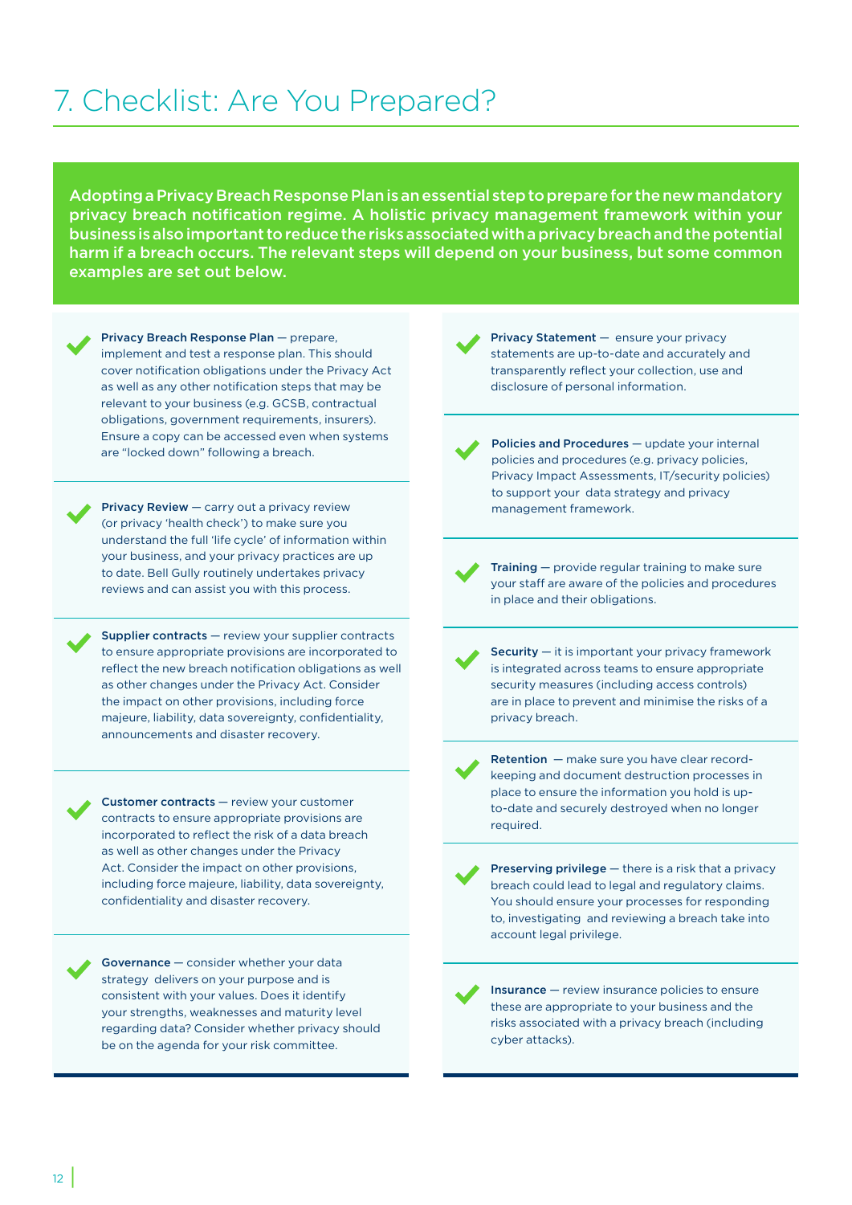# 7. Checklist: Are You Prepared?

**Adopting a Privacy Breach Response Plan is an essential step to prepare for the new mandatory privacy breach notification regime. A holistic privacy management framework within your business is also important to reduce the risks associated with a privacy breach and the potential harm if a breach occurs. The relevant steps will depend on your business, but some common examples are set out below.**

- **Privacy Breach Response Plan** — prepare, implement and test a response plan. This should cover notification obligations under the Privacy Act as well as any other notification steps that may be relevant to your business (e.g. GCSB, contractual obligations, government requirements, insurers). Ensure a copy can be accessed even when systems are "locked down" following a breach.

- **Privacy Review** — carry out a privacy review (or privacy 'health check') to make sure you understand the full 'life cycle' of information within your business, and your privacy practices are up to date. Bell Gully routinely undertakes privacy reviews and can assist you with this process.

- **Supplier contracts** — review your supplier contracts to ensure appropriate provisions are incorporated to reflect the new breach notification obligations as well as other changes under the Privacy Act. Consider the impact on other provisions, including force majeure, liability, data sovereignty, confidentiality, announcements and disaster recovery.

- **Customer contracts** — review your customer contracts to ensure appropriate provisions are incorporated to reflect the risk of a data breach as well as other changes under the Privacy Act. Consider the impact on other provisions, including force majeure, liability, data sovereignty, confidentiality and disaster recovery.

- **Governance** — consider whether your data strategy delivers on your purpose and is consistent with your values. Does it identify your strengths, weaknesses and maturity level regarding data? Consider whether privacy should be on the agenda for your risk committee.

- **Privacy Statement** — ensure your privacy statements are up-to-date and accurately and transparently reflect your collection, use and disclosure of personal information.

- **Policies and Procedures** — update your internal policies and procedures (e.g. privacy policies, Privacy Impact Assessments, IT/security policies) to support your data strategy and privacy management framework.

- **Training** — provide regular training to make sure your staff are aware of the policies and procedures in place and their obligations.

- **Security** — it is important your privacy framework is integrated across teams to ensure appropriate security measures (including access controls) are in place to prevent and minimise the risks of a privacy breach.

- **Retention** — make sure you have clear record-keeping and document destruction processes in place to ensure the information you hold is up-to-date and securely destroyed when no longer required.

- **Preserving privilege** — there is a risk that a privacy breach could lead to legal and regulatory claims. You should ensure your processes for responding to, investigating and reviewing a breach take into account legal privilege.

- **Insurance** — review insurance policies to ensure these are appropriate to your business and the risks associated with a privacy breach (including cyber attacks).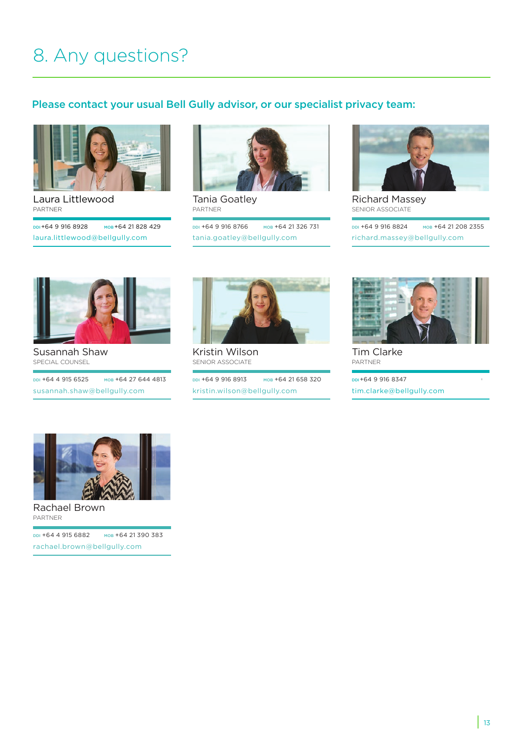# 8. Any questions?

**Please contact your usual Bell Gully advisor, or our specialist privacy team:**

**Laura Littlewood**
PARTNER

DDI +64 9 916 8928 MOB +64 21 828 429
laura.littlewood@bellgully.com

**Tania Goatley**
PARTNER

DDI +64 9 916 8766 MOB +64 21 326 731
tania.goatley@bellgully.com

**Richard Massey**
SENIOR ASSOCIATE

DDI +64 9 916 8824 MOB +64 21 208 2355
richard.massey@bellgully.com

**Susannah Shaw**
SPECIAL COUNSEL

DDI +64 4 915 6525 MOB +64 27 644 4813
susannah.shaw@bellgully.com

**Kristin Wilson**
SENIOR ASSOCIATE

DDI +64 9 916 8913 MOB +64 21 658 320
kristin.wilson@bellgully.com

**Tim Clarke**
PARTNER

DDI +64 9 916 8347
tim.clarke@bellgully.com

**Rachael Brown**
PARTNER

DDI +64 4 915 6882 MOB +64 21 390 383
rachael.brown@bellgully.com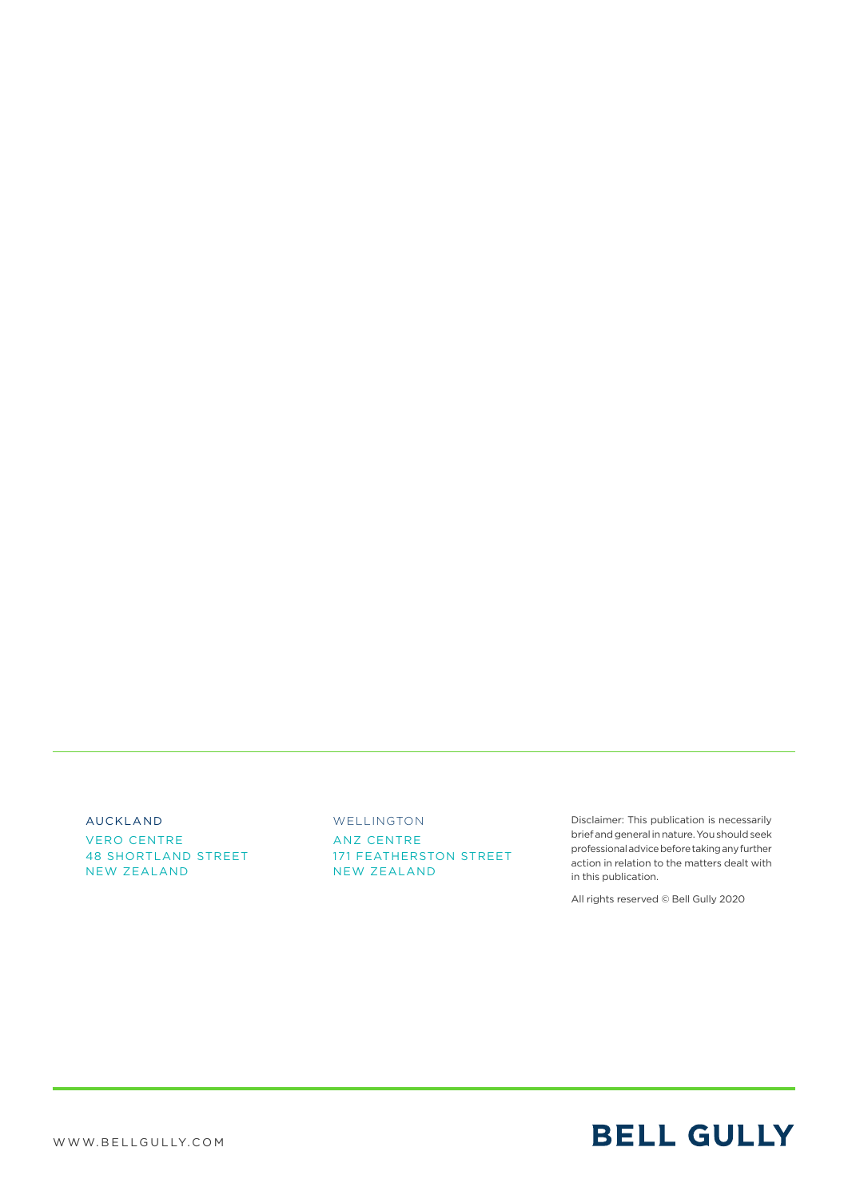AUCKLAND

VERO CENTRE
48 SHORTLAND STREET
NEW ZEALAND

WELLINGTON

ANZ CENTRE
171 FEATHERSTON STREET
NEW ZEALAND

Disclaimer: This publication is necessarily brief and general in nature. You should seek professional advice before taking any further action in relation to the matters dealt with in this publication.

All rights reserved © Bell Gully 2020

WWW.BELLGULLY.COM

**BELL GULLY**